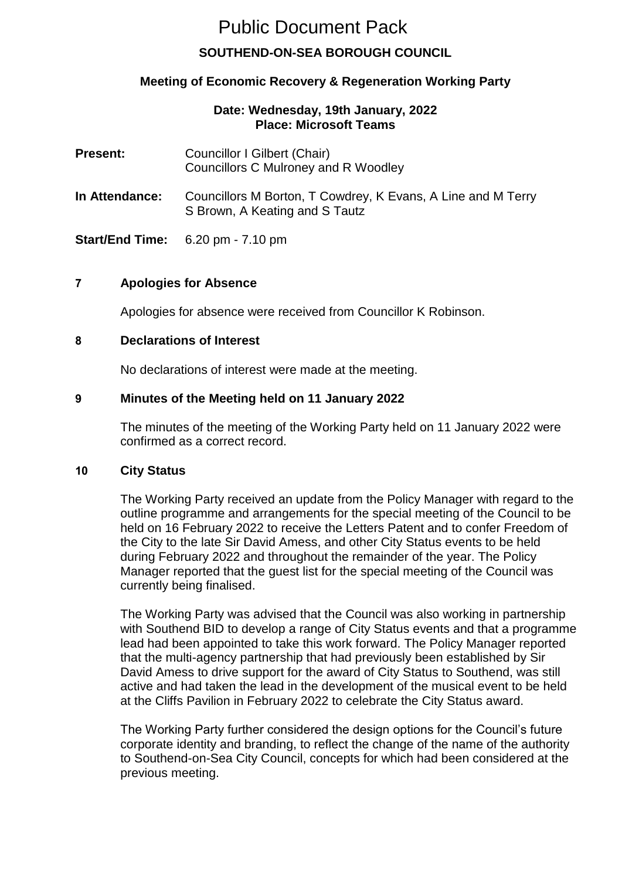# Public Document Pack

## SOUTHEND-ON-SEA BOROUGH COUNCIL

### Meeting of Economic Recovery & Regeneration Working Party

**Date: Wednesday, 19th January, 2022**
**Place: Microsoft Teams**

**Present:** Councillor I Gilbert (Chair)
Councillors C Mulroney and R Woodley

**In Attendance:** Councillors M Borton, T Cowdrey, K Evans, A Line and M Terry
S Brown, A Keating and S Tautz

**Start/End Time:** 6.20 pm - 7.10 pm

### 7 Apologies for Absence

Apologies for absence were received from Councillor K Robinson.

### 8 Declarations of Interest

No declarations of interest were made at the meeting.

### 9 Minutes of the Meeting held on 11 January 2022

The minutes of the meeting of the Working Party held on 11 January 2022 were confirmed as a correct record.

### 10 City Status

The Working Party received an update from the Policy Manager with regard to the outline programme and arrangements for the special meeting of the Council to be held on 16 February 2022 to receive the Letters Patent and to confer Freedom of the City to the late Sir David Amess, and other City Status events to be held during February 2022 and throughout the remainder of the year. The Policy Manager reported that the guest list for the special meeting of the Council was currently being finalised.

The Working Party was advised that the Council was also working in partnership with Southend BID to develop a range of City Status events and that a programme lead had been appointed to take this work forward. The Policy Manager reported that the multi-agency partnership that had previously been established by Sir David Amess to drive support for the award of City Status to Southend, was still active and had taken the lead in the development of the musical event to be held at the Cliffs Pavilion in February 2022 to celebrate the City Status award.

The Working Party further considered the design options for the Council's future corporate identity and branding, to reflect the change of the name of the authority to Southend-on-Sea City Council, concepts for which had been considered at the previous meeting.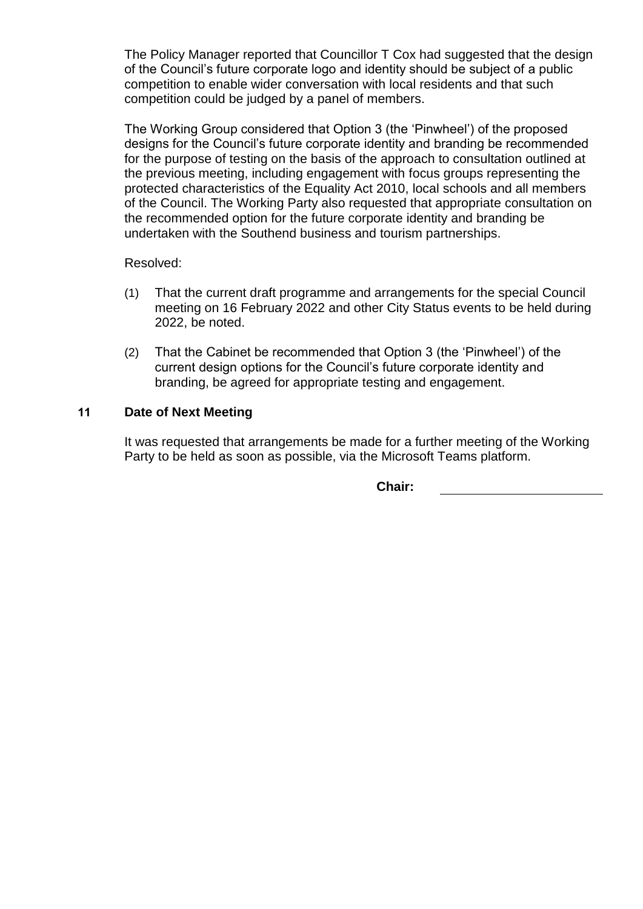The Policy Manager reported that Councillor T Cox had suggested that the design of the Council's future corporate logo and identity should be subject of a public competition to enable wider conversation with local residents and that such competition could be judged by a panel of members.

The Working Group considered that Option 3 (the 'Pinwheel') of the proposed designs for the Council's future corporate identity and branding be recommended for the purpose of testing on the basis of the approach to consultation outlined at the previous meeting, including engagement with focus groups representing the protected characteristics of the Equality Act 2010, local schools and all members of the Council. The Working Party also requested that appropriate consultation on the recommended option for the future corporate identity and branding be undertaken with the Southend business and tourism partnerships.

Resolved:

(1) That the current draft programme and arrangements for the special Council meeting on 16 February 2022 and other City Status events to be held during 2022, be noted.

(2) That the Cabinet be recommended that Option 3 (the 'Pinwheel') of the current design options for the Council's future corporate identity and branding, be agreed for appropriate testing and engagement.

## 11 Date of Next Meeting

It was requested that arrangements be made for a further meeting of the Working Party to be held as soon as possible, via the Microsoft Teams platform.

**Chair:** \_\_\_\_\_\_\_\_\_\_\_\_\_\_\_\_\_\_\_\_\_\_\_\_